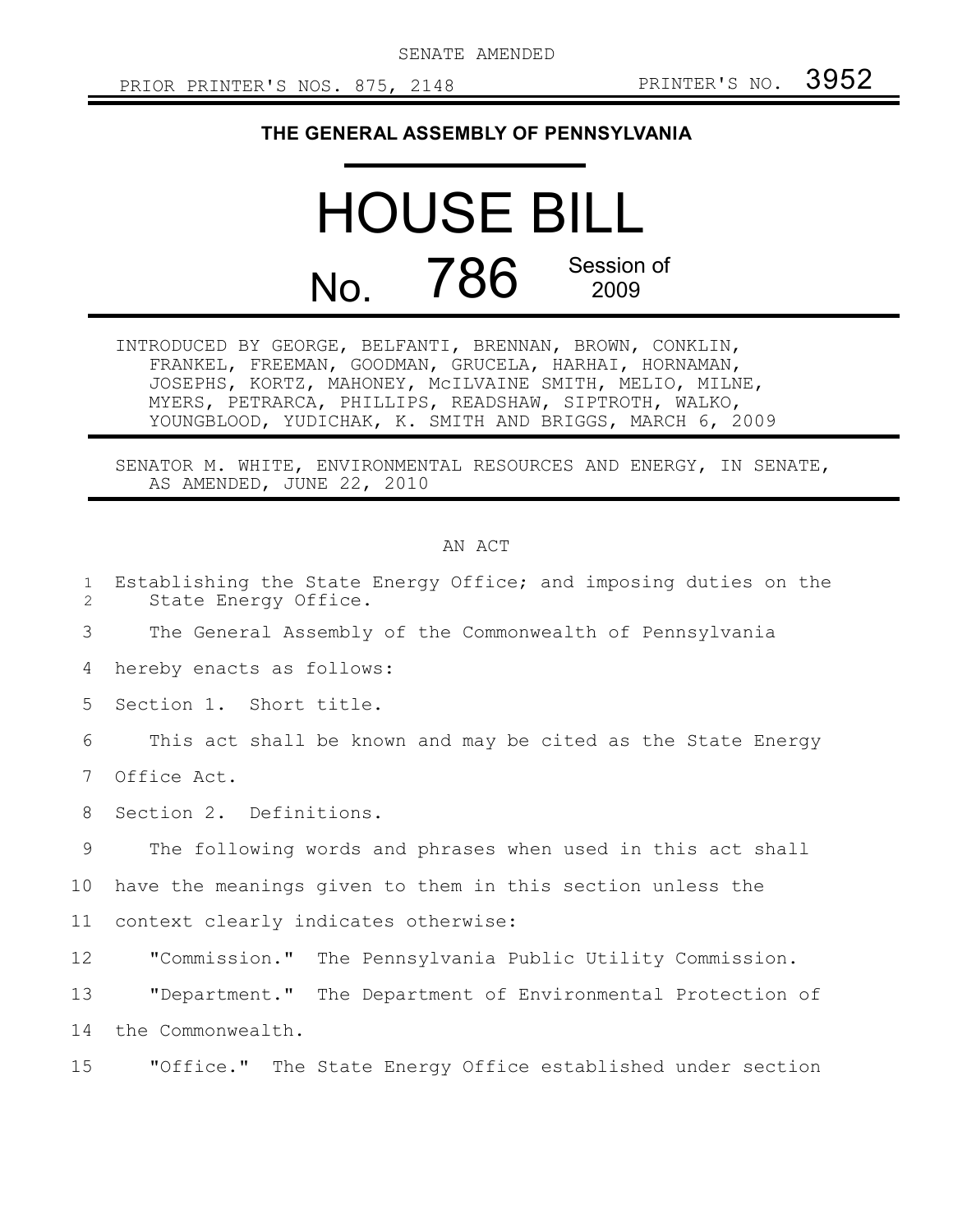SENATE AMENDED

PRIOR PRINTER'S NOS. 875, 2148 PRINTER'S NO. 3952

# THE GENERAL ASSEMBLY OF PENNSYLVANIA

# HOUSE BILL

## No. 786 Session of 2009

INTRODUCED BY GEORGE, BELFANTI, BRENNAN, BROWN, CONKLIN, FRANKEL, FREEMAN, GOODMAN, GRUCELA, HARHAI, HORNAMAN, JOSEPHS, KORTZ, MAHONEY, McILVAINE SMITH, MELIO, MILNE, MYERS, PETRARCA, PHILLIPS, READSHAW, SIPTROTH, WALKO, YOUNGBLOOD, YUDICHAK, K. SMITH AND BRIGGS, MARCH 6, 2009

SENATOR M. WHITE, ENVIRONMENTAL RESOURCES AND ENERGY, IN SENATE, AS AMENDED, JUNE 22, 2010

AN ACT

Establishing the State Energy Office; and imposing duties on the State Energy Office.

The General Assembly of the Commonwealth of Pennsylvania hereby enacts as follows:

Section 1. Short title.

This act shall be known and may be cited as the State Energy Office Act.

Section 2. Definitions.

The following words and phrases when used in this act shall have the meanings given to them in this section unless the context clearly indicates otherwise:

"Commission." The Pennsylvania Public Utility Commission.

"Department." The Department of Environmental Protection of the Commonwealth.

"Office." The State Energy Office established under section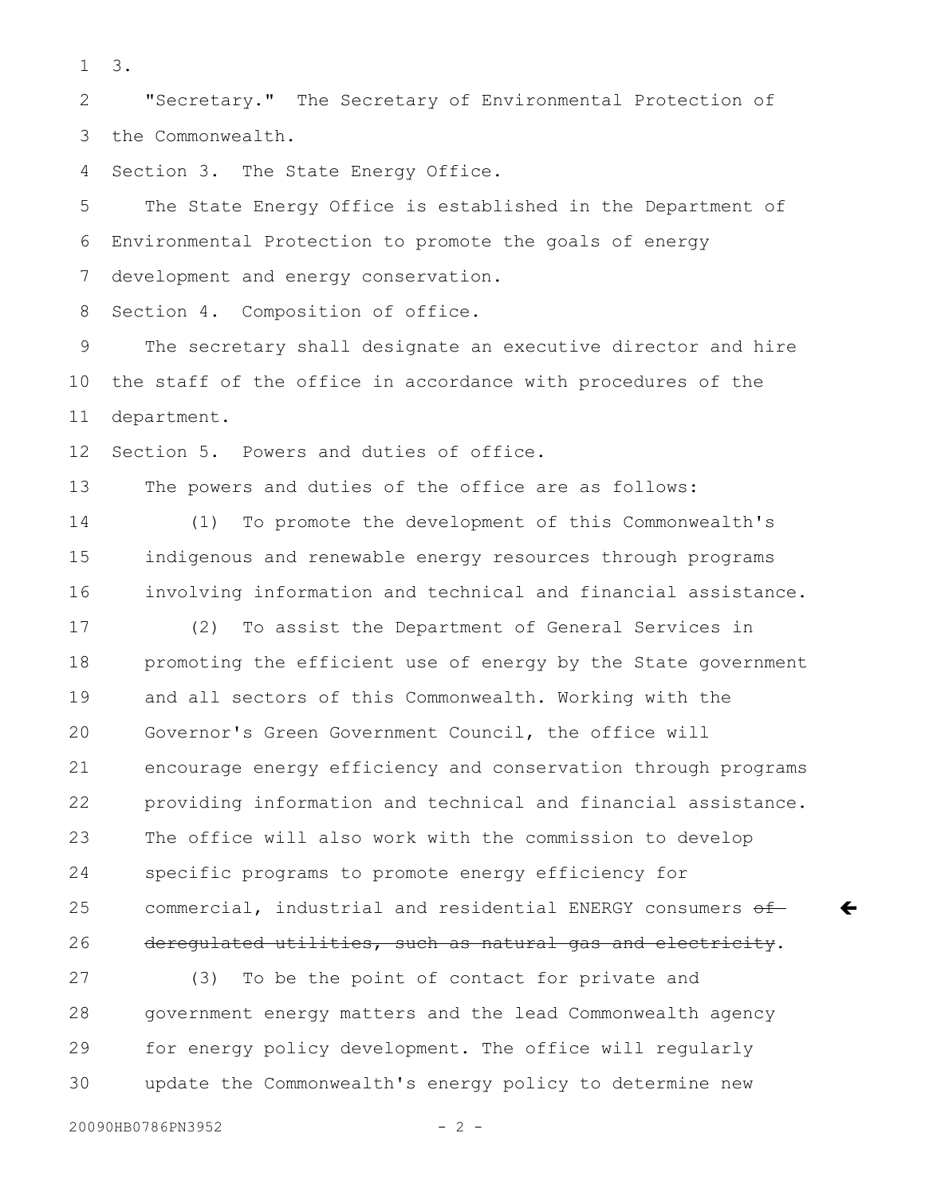3.

"Secretary." The Secretary of Environmental Protection of the Commonwealth.

Section 3. The State Energy Office.

The State Energy Office is established in the Department of Environmental Protection to promote the goals of energy development and energy conservation.

Section 4. Composition of office.

The secretary shall designate an executive director and hire the staff of the office in accordance with procedures of the department.

Section 5. Powers and duties of office.

The powers and duties of the office are as follows:

(1) To promote the development of this Commonwealth's indigenous and renewable energy resources through programs involving information and technical and financial assistance.

(2) To assist the Department of General Services in promoting the efficient use of energy by the State government and all sectors of this Commonwealth. Working with the Governor's Green Government Council, the office will encourage energy efficiency and conservation through programs providing information and technical and financial assistance. The office will also work with the commission to develop specific programs to promote energy efficiency for commercial, industrial and residential ENERGY consumers ~~of deregulated utilities, such as natural gas and electricity~~.

(3) To be the point of contact for private and government energy matters and the lead Commonwealth agency for energy policy development. The office will regularly update the Commonwealth's energy policy to determine new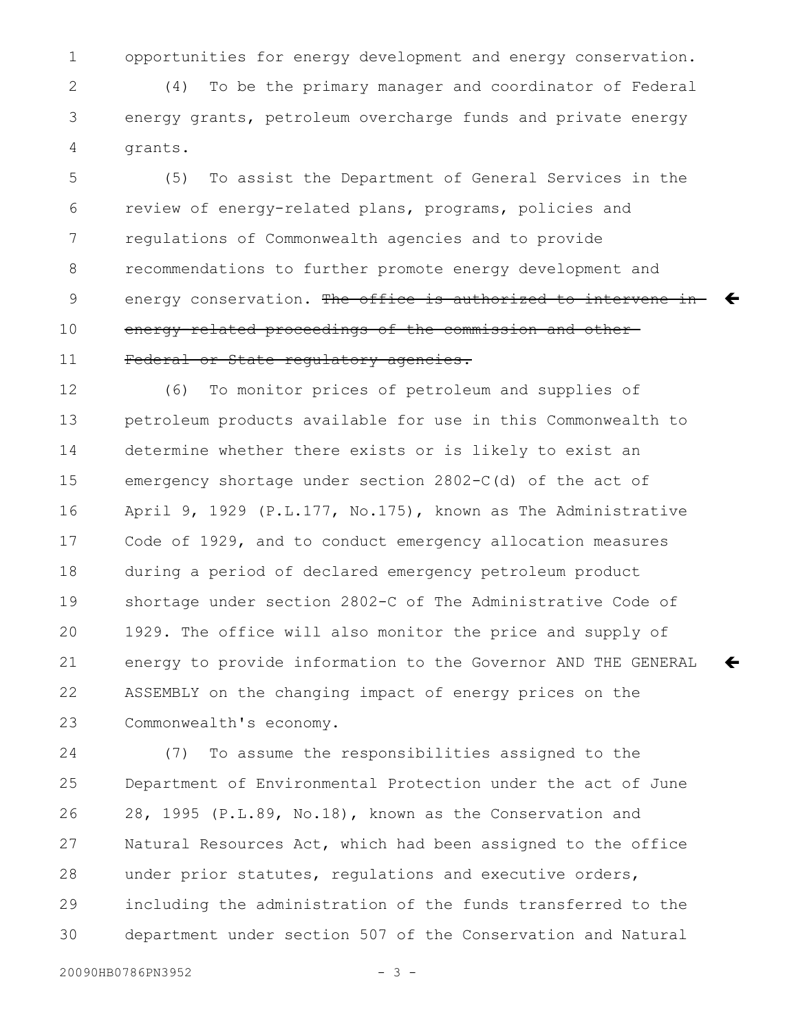opportunities for energy development and energy conservation.

(4) To be the primary manager and coordinator of Federal energy grants, petroleum overcharge funds and private energy grants.

(5) To assist the Department of General Services in the review of energy-related plans, programs, policies and regulations of Commonwealth agencies and to provide recommendations to further promote energy development and energy conservation. ~~The office is authorized to intervene in energy related proceedings of the commission and other Federal or State regulatory agencies.~~

(6) To monitor prices of petroleum and supplies of petroleum products available for use in this Commonwealth to determine whether there exists or is likely to exist an emergency shortage under section 2802-C(d) of the act of April 9, 1929 (P.L.177, No.175), known as The Administrative Code of 1929, and to conduct emergency allocation measures during a period of declared emergency petroleum product shortage under section 2802-C of The Administrative Code of 1929. The office will also monitor the price and supply of energy to provide information to the Governor AND THE GENERAL ASSEMBLY on the changing impact of energy prices on the Commonwealth's economy.

(7) To assume the responsibilities assigned to the Department of Environmental Protection under the act of June 28, 1995 (P.L.89, No.18), known as the Conservation and Natural Resources Act, which had been assigned to the office under prior statutes, regulations and executive orders, including the administration of the funds transferred to the department under section 507 of the Conservation and Natural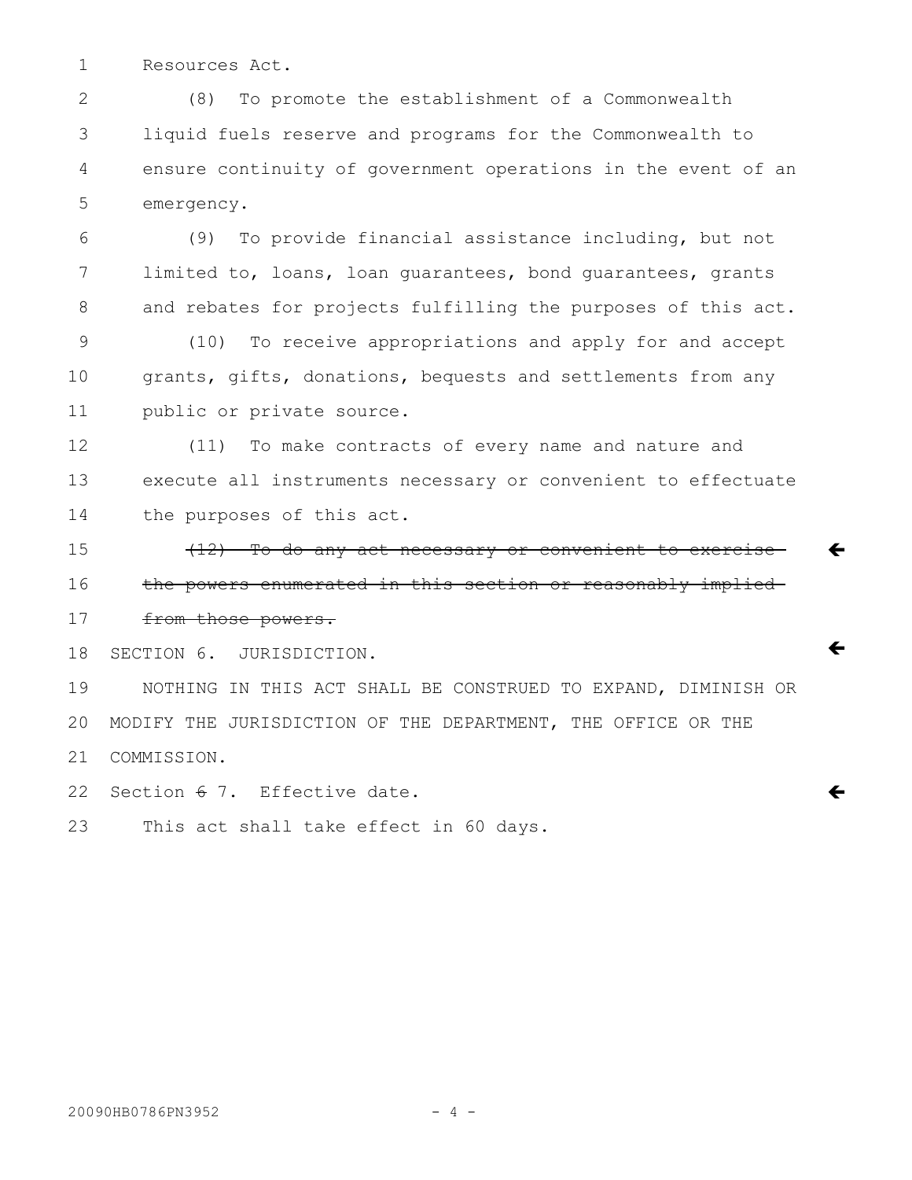Resources Act.

(8) To promote the establishment of a Commonwealth liquid fuels reserve and programs for the Commonwealth to ensure continuity of government operations in the event of an emergency.

(9) To provide financial assistance including, but not limited to, loans, loan guarantees, bond guarantees, grants and rebates for projects fulfilling the purposes of this act.

(10) To receive appropriations and apply for and accept grants, gifts, donations, bequests and settlements from any public or private source.

(11) To make contracts of every name and nature and execute all instruments necessary or convenient to effectuate the purposes of this act.

~~(12) To do any act necessary or convenient to exercise the powers enumerated in this section or reasonably implied from those powers.~~

SECTION 6. JURISDICTION.

NOTHING IN THIS ACT SHALL BE CONSTRUED TO EXPAND, DIMINISH OR MODIFY THE JURISDICTION OF THE DEPARTMENT, THE OFFICE OR THE COMMISSION.

Section ~~6~~ 7. Effective date.

This act shall take effect in 60 days.